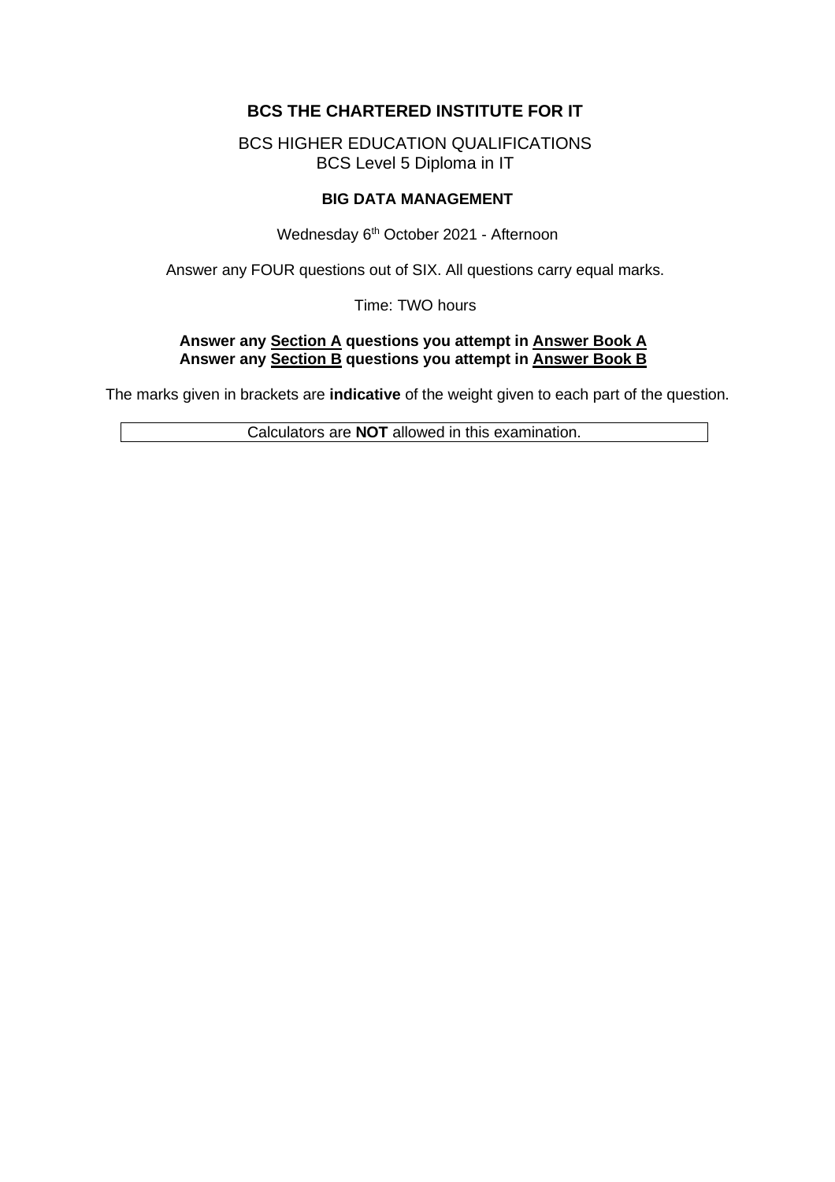# BCS THE CHARTERED INSTITUTE FOR IT

BCS HIGHER EDUCATION QUALIFICATIONS
BCS Level 5 Diploma in IT

## BIG DATA MANAGEMENT

Wednesday 6th October 2021 - Afternoon

Answer any FOUR questions out of SIX. All questions carry equal marks.

Time: TWO hours

**Answer any Section A questions you attempt in Answer Book A**
**Answer any Section B questions you attempt in Answer Book B**

The marks given in brackets are **indicative** of the weight given to each part of the question.

Calculators are **NOT** allowed in this examination.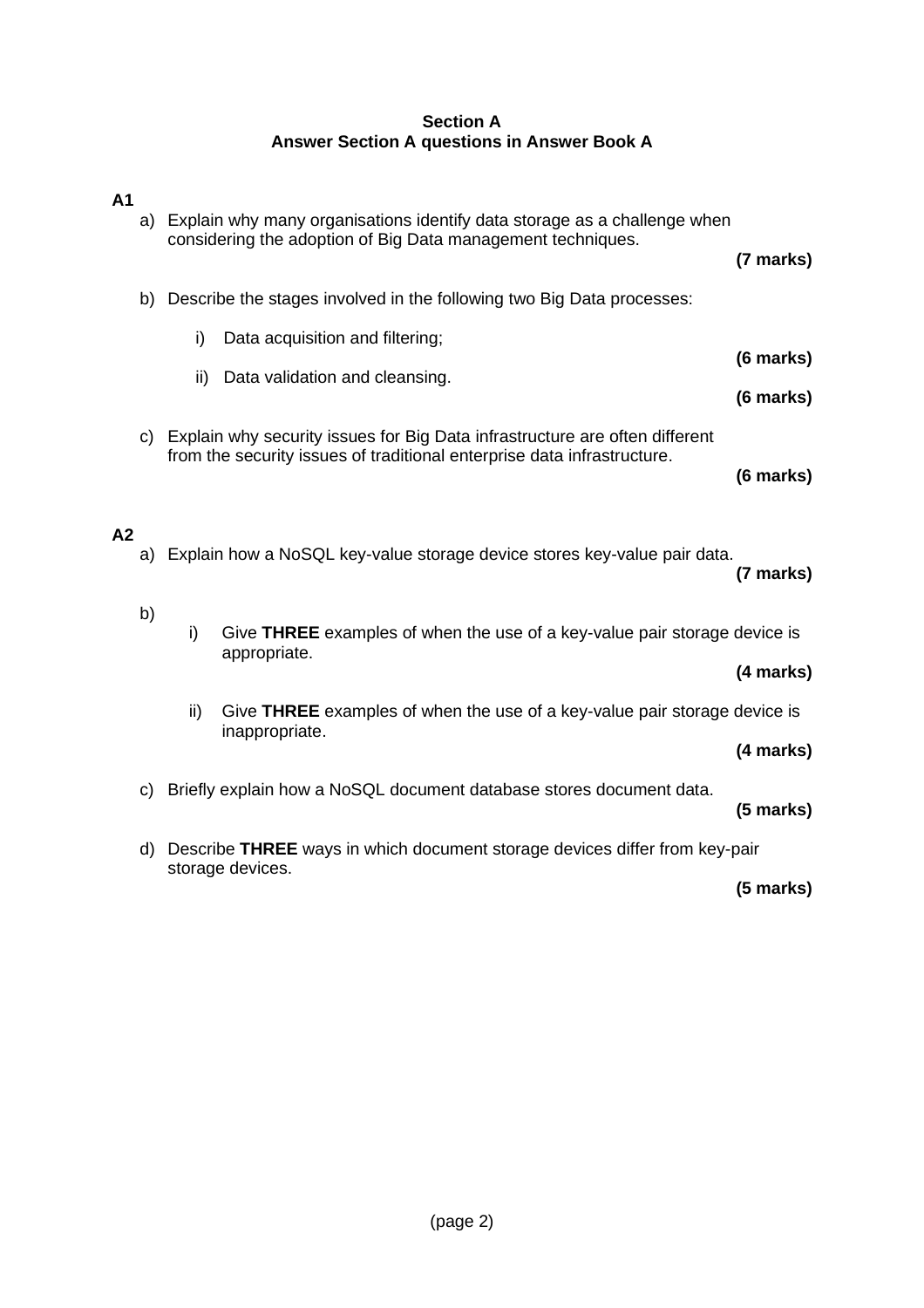**Section A**
**Answer Section A questions in Answer Book A**

**A1**

a) Explain why many organisations identify data storage as a challenge when considering the adoption of Big Data management techniques.
**(7 marks)**

b) Describe the stages involved in the following two Big Data processes:

  i) Data acquisition and filtering;
  **(6 marks)**

  ii) Data validation and cleansing.
  **(6 marks)**

c) Explain why security issues for Big Data infrastructure are often different from the security issues of traditional enterprise data infrastructure.
**(6 marks)**

**A2**

a) Explain how a NoSQL key-value storage device stores key-value pair data.
**(7 marks)**

b)

  i) Give **THREE** examples of when the use of a key-value pair storage device is appropriate.
  **(4 marks)**

  ii) Give **THREE** examples of when the use of a key-value pair storage device is inappropriate.
  **(4 marks)**

c) Briefly explain how a NoSQL document database stores document data.
**(5 marks)**

d) Describe **THREE** ways in which document storage devices differ from key-pair storage devices.
**(5 marks)**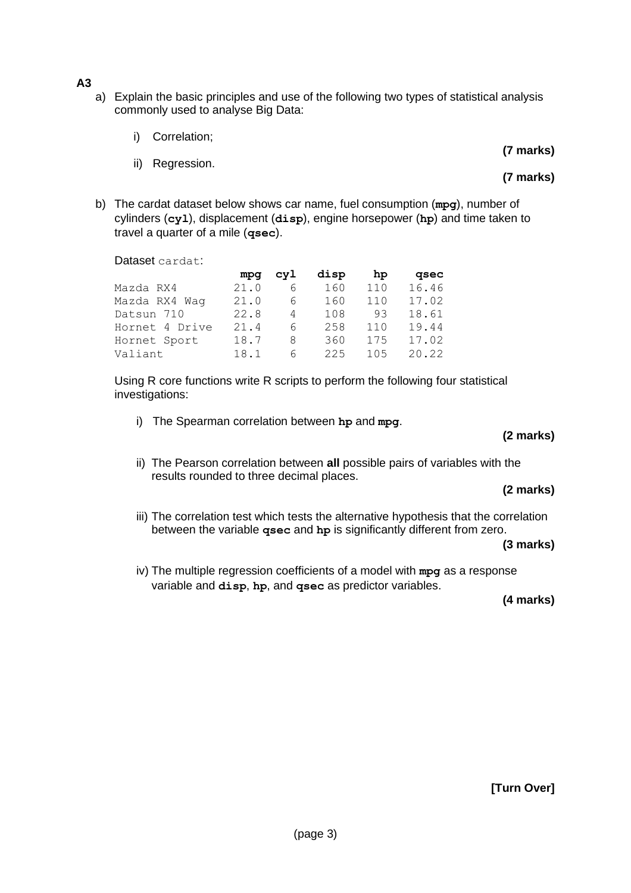**A3**

a) Explain the basic principles and use of the following two types of statistical analysis commonly used to analyse Big Data:

   i) Correlation; **(7 marks)**

   ii) Regression. **(7 marks)**

b) The cardat dataset below shows car name, fuel consumption (**mpg**), number of cylinders (**cyl**), displacement (**disp**), engine horsepower (**hp**) and time taken to travel a quarter of a mile (**qsec**).

Dataset `cardat`:

|  | **mpg** | **cyl** | **disp** | **hp** | **qsec** |
|---|---|---|---|---|---|
| Mazda RX4 | 21.0 | 6 | 160 | 110 | 16.46 |
| Mazda RX4 Wag | 21.0 | 6 | 160 | 110 | 17.02 |
| Datsun 710 | 22.8 | 4 | 108 | 93 | 18.61 |
| Hornet 4 Drive | 21.4 | 6 | 258 | 110 | 19.44 |
| Hornet Sport | 18.7 | 8 | 360 | 175 | 17.02 |
| Valiant | 18.1 | 6 | 225 | 105 | 20.22 |

Using R core functions write R scripts to perform the following four statistical investigations:

   i) The Spearman correlation between **hp** and **mpg**. **(2 marks)**

   ii) The Pearson correlation between **all** possible pairs of variables with the results rounded to three decimal places. **(2 marks)**

   iii) The correlation test which tests the alternative hypothesis that the correlation between the variable **qsec** and **hp** is significantly different from zero. **(3 marks)**

   iv) The multiple regression coefficients of a model with **mpg** as a response variable and **disp**, **hp**, and **qsec** as predictor variables. **(4 marks)**

**[Turn Over]**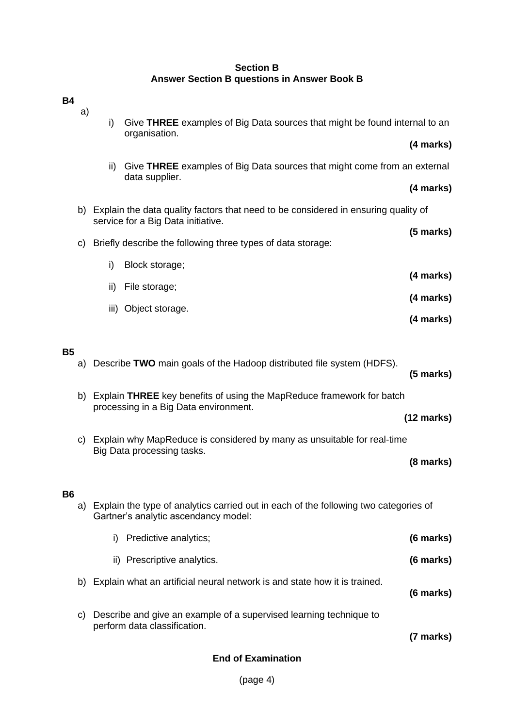## Section B

### Answer Section B questions in Answer Book B

**B4**

a)

i) Give **THREE** examples of Big Data sources that might be found internal to an organisation.

**(4 marks)**

ii) Give **THREE** examples of Big Data sources that might come from an external data supplier.

**(4 marks)**

b) Explain the data quality factors that need to be considered in ensuring quality of service for a Big Data initiative.

**(5 marks)**

c) Briefly describe the following three types of data storage:

i) Block storage;

**(4 marks)**

ii) File storage;

**(4 marks)**

iii) Object storage.

**(4 marks)**

**B5**

a) Describe **TWO** main goals of the Hadoop distributed file system (HDFS).

**(5 marks)**

b) Explain **THREE** key benefits of using the MapReduce framework for batch processing in a Big Data environment.

**(12 marks)**

c) Explain why MapReduce is considered by many as unsuitable for real-time Big Data processing tasks.

**(8 marks)**

**B6**

a) Explain the type of analytics carried out in each of the following two categories of Gartner's analytic ascendancy model:

i) Predictive analytics; **(6 marks)**

ii) Prescriptive analytics. **(6 marks)**

b) Explain what an artificial neural network is and state how it is trained.

**(6 marks)**

c) Describe and give an example of a supervised learning technique to perform data classification.

**(7 marks)**

**End of Examination**